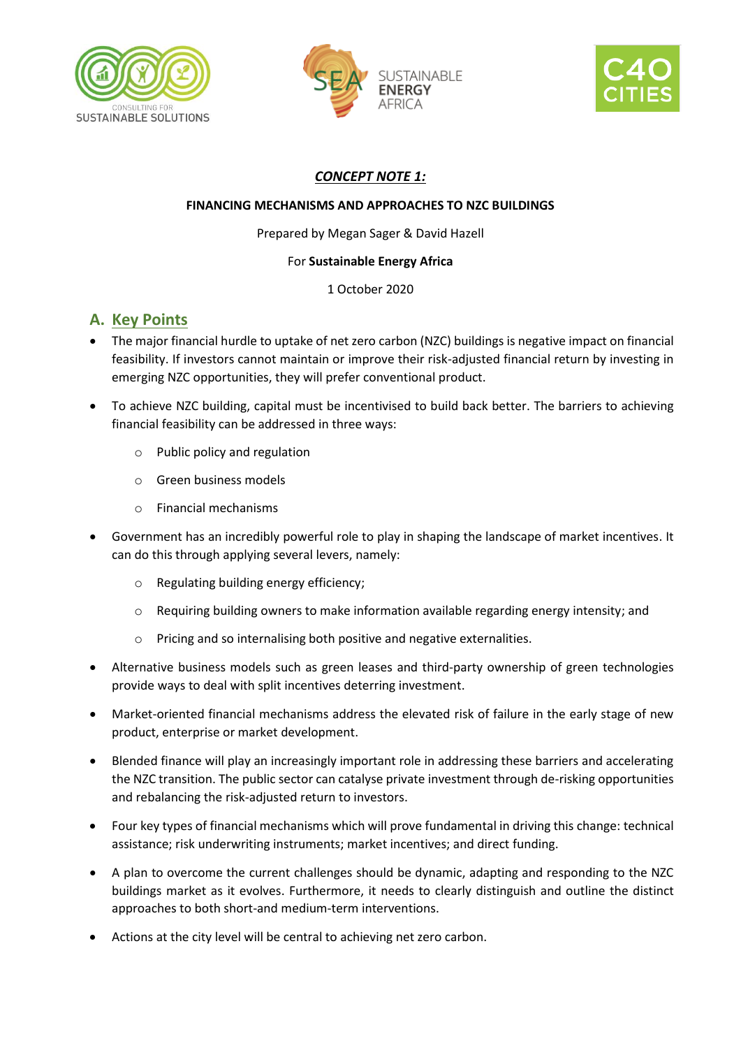***CONCEPT NOTE 1:***

**FINANCING MECHANISMS AND APPROACHES TO NZC BUILDINGS**

Prepared by Megan Sager & David Hazell

For **Sustainable Energy Africa**

1 October 2020

## A. Key Points

- The major financial hurdle to uptake of net zero carbon (NZC) buildings is negative impact on financial feasibility. If investors cannot maintain or improve their risk-adjusted financial return by investing in emerging NZC opportunities, they will prefer conventional product.
- To achieve NZC building, capital must be incentivised to build back better. The barriers to achieving financial feasibility can be addressed in three ways:
  - Public policy and regulation
  - Green business models
  - Financial mechanisms
- Government has an incredibly powerful role to play in shaping the landscape of market incentives. It can do this through applying several levers, namely:
  - Regulating building energy efficiency;
  - Requiring building owners to make information available regarding energy intensity; and
  - Pricing and so internalising both positive and negative externalities.
- Alternative business models such as green leases and third-party ownership of green technologies provide ways to deal with split incentives deterring investment.
- Market-oriented financial mechanisms address the elevated risk of failure in the early stage of new product, enterprise or market development.
- Blended finance will play an increasingly important role in addressing these barriers and accelerating the NZC transition. The public sector can catalyse private investment through de-risking opportunities and rebalancing the risk-adjusted return to investors.
- Four key types of financial mechanisms which will prove fundamental in driving this change: technical assistance; risk underwriting instruments; market incentives; and direct funding.
- A plan to overcome the current challenges should be dynamic, adapting and responding to the NZC buildings market as it evolves. Furthermore, it needs to clearly distinguish and outline the distinct approaches to both short-and medium-term interventions.
- Actions at the city level will be central to achieving net zero carbon.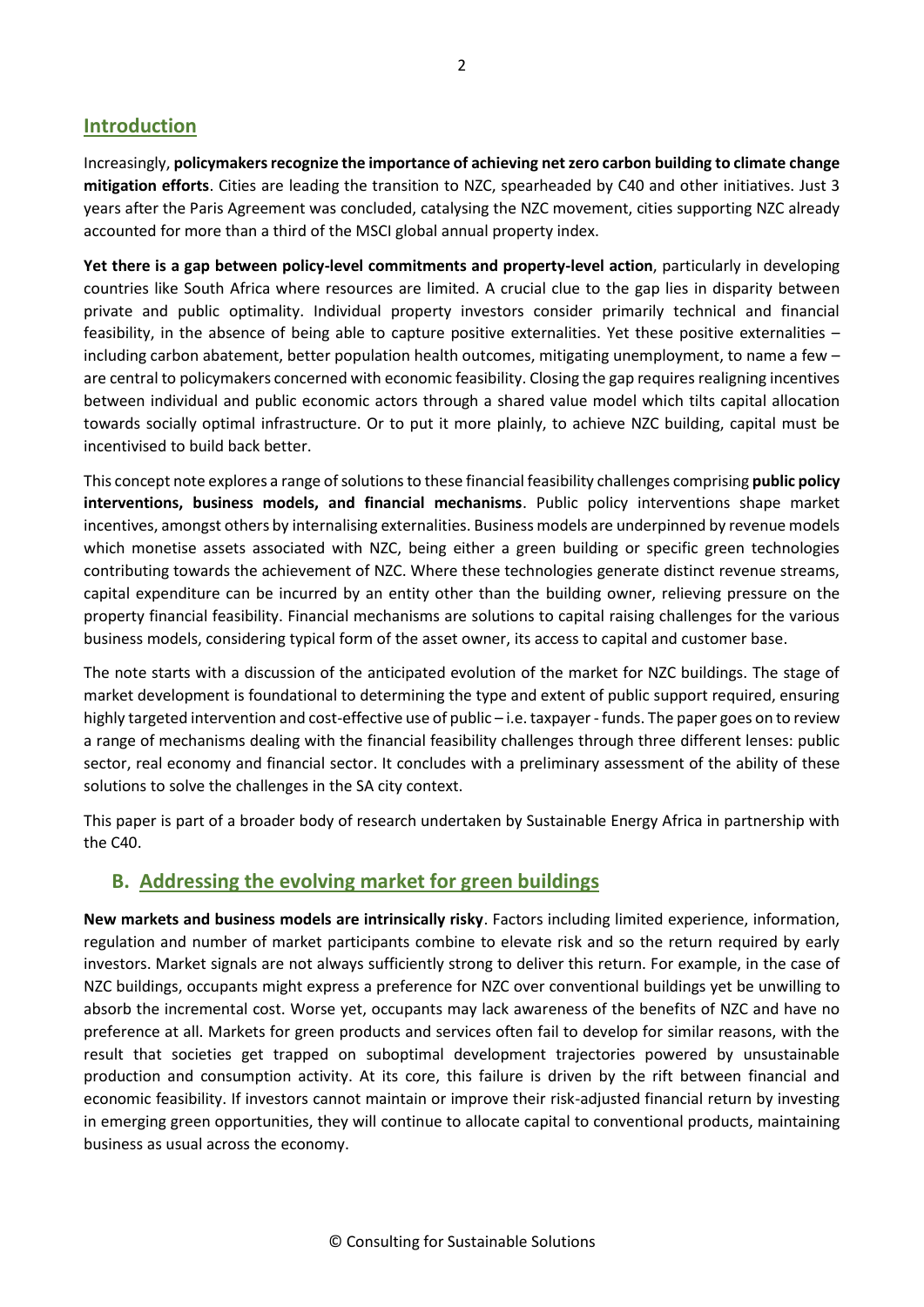## Introduction

Increasingly, **policymakers recognize the importance of achieving net zero carbon building to climate change mitigation efforts**. Cities are leading the transition to NZC, spearheaded by C40 and other initiatives. Just 3 years after the Paris Agreement was concluded, catalysing the NZC movement, cities supporting NZC already accounted for more than a third of the MSCI global annual property index.

**Yet there is a gap between policy-level commitments and property-level action**, particularly in developing countries like South Africa where resources are limited. A crucial clue to the gap lies in disparity between private and public optimality. Individual property investors consider primarily technical and financial feasibility, in the absence of being able to capture positive externalities. Yet these positive externalities – including carbon abatement, better population health outcomes, mitigating unemployment, to name a few – are central to policymakers concerned with economic feasibility. Closing the gap requires realigning incentives between individual and public economic actors through a shared value model which tilts capital allocation towards socially optimal infrastructure. Or to put it more plainly, to achieve NZC building, capital must be incentivised to build back better.

This concept note explores a range of solutions to these financial feasibility challenges comprising **public policy interventions, business models, and financial mechanisms**. Public policy interventions shape market incentives, amongst others by internalising externalities. Business models are underpinned by revenue models which monetise assets associated with NZC, being either a green building or specific green technologies contributing towards the achievement of NZC. Where these technologies generate distinct revenue streams, capital expenditure can be incurred by an entity other than the building owner, relieving pressure on the property financial feasibility. Financial mechanisms are solutions to capital raising challenges for the various business models, considering typical form of the asset owner, its access to capital and customer base.

The note starts with a discussion of the anticipated evolution of the market for NZC buildings. The stage of market development is foundational to determining the type and extent of public support required, ensuring highly targeted intervention and cost-effective use of public – i.e. taxpayer - funds. The paper goes on to review a range of mechanisms dealing with the financial feasibility challenges through three different lenses: public sector, real economy and financial sector. It concludes with a preliminary assessment of the ability of these solutions to solve the challenges in the SA city context.

This paper is part of a broader body of research undertaken by Sustainable Energy Africa in partnership with the C40.

## B. Addressing the evolving market for green buildings

**New markets and business models are intrinsically risky**. Factors including limited experience, information, regulation and number of market participants combine to elevate risk and so the return required by early investors. Market signals are not always sufficiently strong to deliver this return. For example, in the case of NZC buildings, occupants might express a preference for NZC over conventional buildings yet be unwilling to absorb the incremental cost. Worse yet, occupants may lack awareness of the benefits of NZC and have no preference at all. Markets for green products and services often fail to develop for similar reasons, with the result that societies get trapped on suboptimal development trajectories powered by unsustainable production and consumption activity. At its core, this failure is driven by the rift between financial and economic feasibility. If investors cannot maintain or improve their risk-adjusted financial return by investing in emerging green opportunities, they will continue to allocate capital to conventional products, maintaining business as usual across the economy.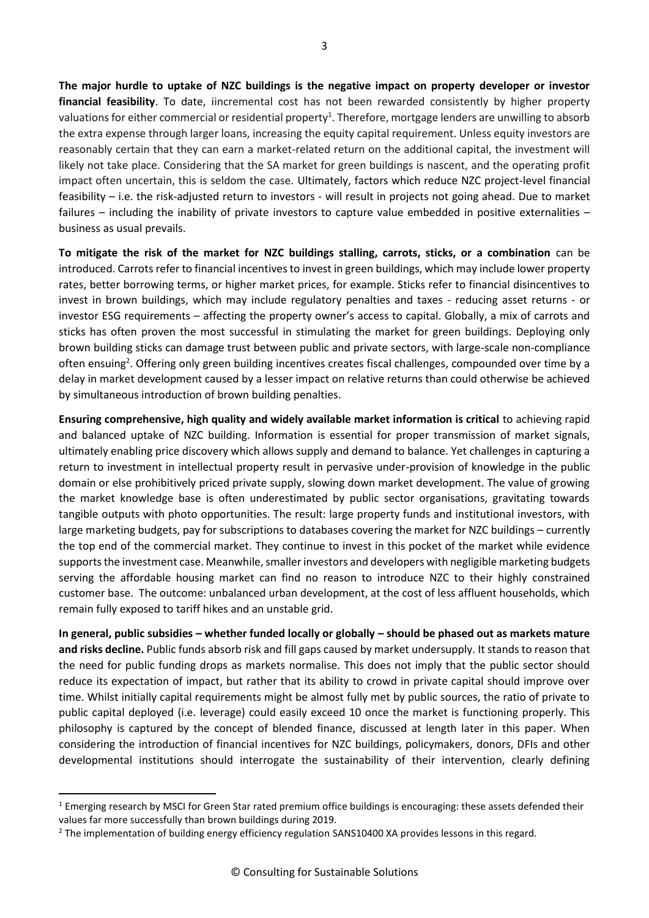**The major hurdle to uptake of NZC buildings is the negative impact on property developer or investor financial feasibility**. To date, iincremental cost has not been rewarded consistently by higher property valuations for either commercial or residential property[1]. Therefore, mortgage lenders are unwilling to absorb the extra expense through larger loans, increasing the equity capital requirement. Unless equity investors are reasonably certain that they can earn a market-related return on the additional capital, the investment will likely not take place. Considering that the SA market for green buildings is nascent, and the operating profit impact often uncertain, this is seldom the case. Ultimately, factors which reduce NZC project-level financial feasibility – i.e. the risk-adjusted return to investors - will result in projects not going ahead. Due to market failures – including the inability of private investors to capture value embedded in positive externalities – business as usual prevails.

**To mitigate the risk of the market for NZC buildings stalling, carrots, sticks, or a combination** can be introduced. Carrots refer to financial incentives to invest in green buildings, which may include lower property rates, better borrowing terms, or higher market prices, for example. Sticks refer to financial disincentives to invest in brown buildings, which may include regulatory penalties and taxes - reducing asset returns - or investor ESG requirements – affecting the property owner's access to capital. Globally, a mix of carrots and sticks has often proven the most successful in stimulating the market for green buildings. Deploying only brown building sticks can damage trust between public and private sectors, with large-scale non-compliance often ensuing[2]. Offering only green building incentives creates fiscal challenges, compounded over time by a delay in market development caused by a lesser impact on relative returns than could otherwise be achieved by simultaneous introduction of brown building penalties.

**Ensuring comprehensive, high quality and widely available market information is critical** to achieving rapid and balanced uptake of NZC building. Information is essential for proper transmission of market signals, ultimately enabling price discovery which allows supply and demand to balance. Yet challenges in capturing a return to investment in intellectual property result in pervasive under-provision of knowledge in the public domain or else prohibitively priced private supply, slowing down market development. The value of growing the market knowledge base is often underestimated by public sector organisations, gravitating towards tangible outputs with photo opportunities. The result: large property funds and institutional investors, with large marketing budgets, pay for subscriptions to databases covering the market for NZC buildings – currently the top end of the commercial market. They continue to invest in this pocket of the market while evidence supports the investment case. Meanwhile, smaller investors and developers with negligible marketing budgets serving the affordable housing market can find no reason to introduce NZC to their highly constrained customer base. The outcome: unbalanced urban development, at the cost of less affluent households, which remain fully exposed to tariff hikes and an unstable grid.

**In general, public subsidies – whether funded locally or globally – should be phased out as markets mature and risks decline.** Public funds absorb risk and fill gaps caused by market undersupply. It stands to reason that the need for public funding drops as markets normalise. This does not imply that the public sector should reduce its expectation of impact, but rather that its ability to crowd in private capital should improve over time. Whilst initially capital requirements might be almost fully met by public sources, the ratio of private to public capital deployed (i.e. leverage) could easily exceed 10 once the market is functioning properly. This philosophy is captured by the concept of blended finance, discussed at length later in this paper. When considering the introduction of financial incentives for NZC buildings, policymakers, donors, DFIs and other developmental institutions should interrogate the sustainability of their intervention, clearly defining

---

[1] Emerging research by MSCI for Green Star rated premium office buildings is encouraging: these assets defended their values far more successfully than brown buildings during 2019.

[2] The implementation of building energy efficiency regulation SANS10400 XA provides lessons in this regard.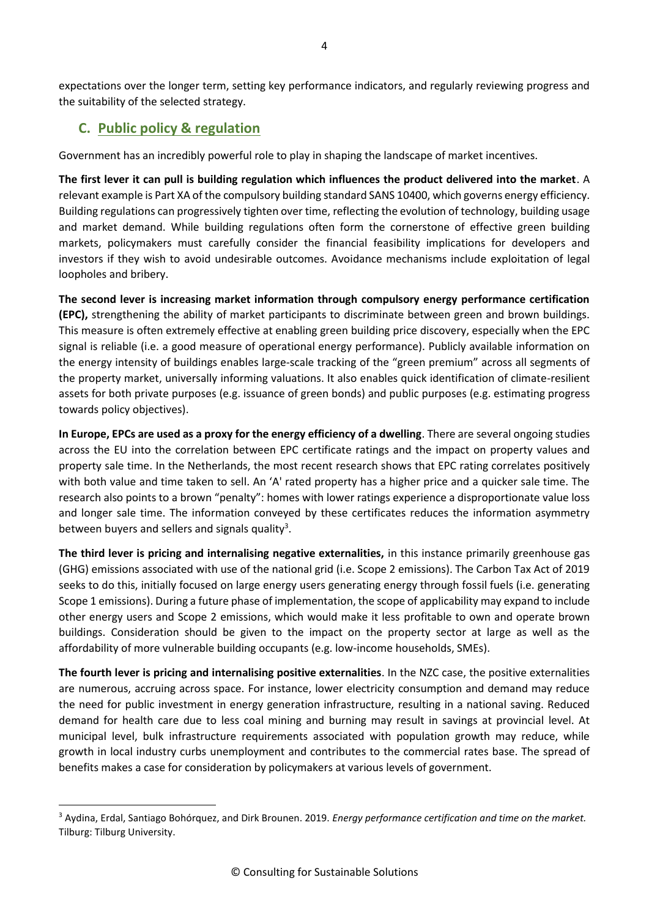expectations over the longer term, setting key performance indicators, and regularly reviewing progress and the suitability of the selected strategy.

## C. Public policy & regulation

Government has an incredibly powerful role to play in shaping the landscape of market incentives.

**The first lever it can pull is building regulation which influences the product delivered into the market**. A relevant example is Part XA of the compulsory building standard SANS 10400, which governs energy efficiency. Building regulations can progressively tighten over time, reflecting the evolution of technology, building usage and market demand. While building regulations often form the cornerstone of effective green building markets, policymakers must carefully consider the financial feasibility implications for developers and investors if they wish to avoid undesirable outcomes. Avoidance mechanisms include exploitation of legal loopholes and bribery.

**The second lever is increasing market information through compulsory energy performance certification (EPC),** strengthening the ability of market participants to discriminate between green and brown buildings. This measure is often extremely effective at enabling green building price discovery, especially when the EPC signal is reliable (i.e. a good measure of operational energy performance). Publicly available information on the energy intensity of buildings enables large-scale tracking of the "green premium" across all segments of the property market, universally informing valuations. It also enables quick identification of climate-resilient assets for both private purposes (e.g. issuance of green bonds) and public purposes (e.g. estimating progress towards policy objectives).

**In Europe, EPCs are used as a proxy for the energy efficiency of a dwelling**. There are several ongoing studies across the EU into the correlation between EPC certificate ratings and the impact on property values and property sale time. In the Netherlands, the most recent research shows that EPC rating correlates positively with both value and time taken to sell. An 'A' rated property has a higher price and a quicker sale time. The research also points to a brown "penalty": homes with lower ratings experience a disproportionate value loss and longer sale time. The information conveyed by these certificates reduces the information asymmetry between buyers and sellers and signals quality[3].

**The third lever is pricing and internalising negative externalities,** in this instance primarily greenhouse gas (GHG) emissions associated with use of the national grid (i.e. Scope 2 emissions). The Carbon Tax Act of 2019 seeks to do this, initially focused on large energy users generating energy through fossil fuels (i.e. generating Scope 1 emissions). During a future phase of implementation, the scope of applicability may expand to include other energy users and Scope 2 emissions, which would make it less profitable to own and operate brown buildings. Consideration should be given to the impact on the property sector at large as well as the affordability of more vulnerable building occupants (e.g. low-income households, SMEs).

**The fourth lever is pricing and internalising positive externalities**. In the NZC case, the positive externalities are numerous, accruing across space. For instance, lower electricity consumption and demand may reduce the need for public investment in energy generation infrastructure, resulting in a national saving. Reduced demand for health care due to less coal mining and burning may result in savings at provincial level. At municipal level, bulk infrastructure requirements associated with population growth may reduce, while growth in local industry curbs unemployment and contributes to the commercial rates base. The spread of benefits makes a case for consideration by policymakers at various levels of government.

---

[3] Aydina, Erdal, Santiago Bohórquez, and Dirk Brounen. 2019. *Energy performance certification and time on the market.* Tilburg: Tilburg University.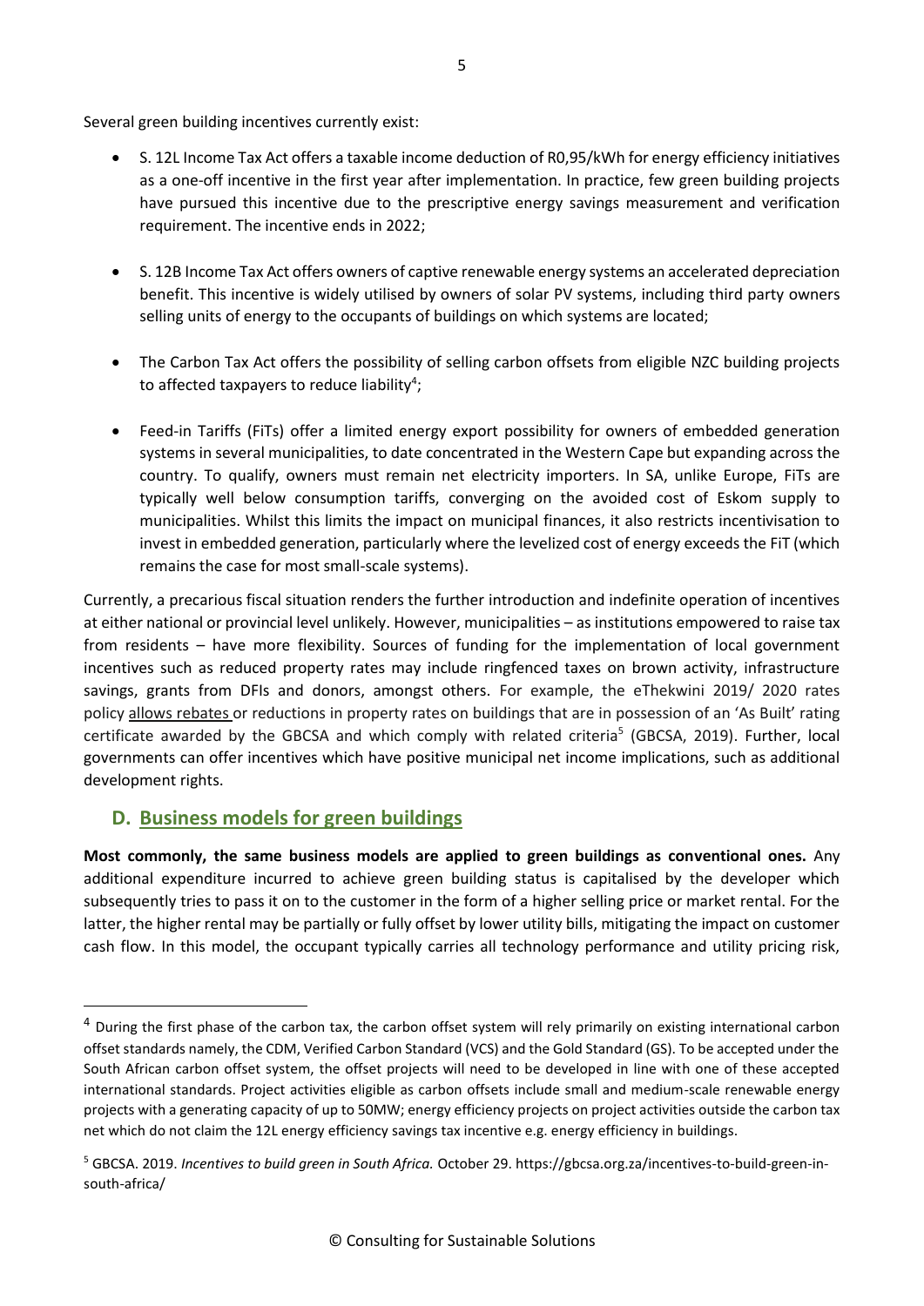Several green building incentives currently exist:

- S. 12L Income Tax Act offers a taxable income deduction of R0,95/kWh for energy efficiency initiatives as a one-off incentive in the first year after implementation. In practice, few green building projects have pursued this incentive due to the prescriptive energy savings measurement and verification requirement. The incentive ends in 2022;

- S. 12B Income Tax Act offers owners of captive renewable energy systems an accelerated depreciation benefit. This incentive is widely utilised by owners of solar PV systems, including third party owners selling units of energy to the occupants of buildings on which systems are located;

- The Carbon Tax Act offers the possibility of selling carbon offsets from eligible NZC building projects to affected taxpayers to reduce liability[4];

- Feed-in Tariffs (FiTs) offer a limited energy export possibility for owners of embedded generation systems in several municipalities, to date concentrated in the Western Cape but expanding across the country. To qualify, owners must remain net electricity importers. In SA, unlike Europe, FiTs are typically well below consumption tariffs, converging on the avoided cost of Eskom supply to municipalities. Whilst this limits the impact on municipal finances, it also restricts incentivisation to invest in embedded generation, particularly where the levelized cost of energy exceeds the FiT (which remains the case for most small-scale systems).

Currently, a precarious fiscal situation renders the further introduction and indefinite operation of incentives at either national or provincial level unlikely. However, municipalities – as institutions empowered to raise tax from residents – have more flexibility. Sources of funding for the implementation of local government incentives such as reduced property rates may include ringfenced taxes on brown activity, infrastructure savings, grants from DFIs and donors, amongst others. For example, the eThekwini 2019/ 2020 rates policy allows rebates or reductions in property rates on buildings that are in possession of an 'As Built' rating certificate awarded by the GBCSA and which comply with related criteria[5] (GBCSA, 2019). Further, local governments can offer incentives which have positive municipal net income implications, such as additional development rights.

## D. Business models for green buildings

**Most commonly, the same business models are applied to green buildings as conventional ones.** Any additional expenditure incurred to achieve green building status is capitalised by the developer which subsequently tries to pass it on to the customer in the form of a higher selling price or market rental. For the latter, the higher rental may be partially or fully offset by lower utility bills, mitigating the impact on customer cash flow. In this model, the occupant typically carries all technology performance and utility pricing risk,

---

[4] During the first phase of the carbon tax, the carbon offset system will rely primarily on existing international carbon offset standards namely, the CDM, Verified Carbon Standard (VCS) and the Gold Standard (GS). To be accepted under the South African carbon offset system, the offset projects will need to be developed in line with one of these accepted international standards. Project activities eligible as carbon offsets include small and medium-scale renewable energy projects with a generating capacity of up to 50MW; energy efficiency projects on project activities outside the carbon tax net which do not claim the 12L energy efficiency savings tax incentive e.g. energy efficiency in buildings.

[5] GBCSA. 2019. *Incentives to build green in South Africa.* October 29. https://gbcsa.org.za/incentives-to-build-green-in-south-africa/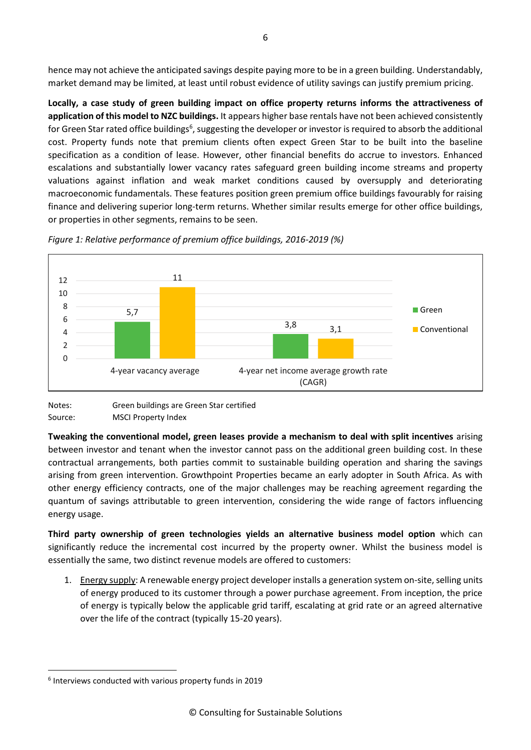hence may not achieve the anticipated savings despite paying more to be in a green building. Understandably, market demand may be limited, at least until robust evidence of utility savings can justify premium pricing.

**Locally, a case study of green building impact on office property returns informs the attractiveness of application of this model to NZC buildings.** It appears higher base rentals have not been achieved consistently for Green Star rated office buildings[6], suggesting the developer or investor is required to absorb the additional cost. Property funds note that premium clients often expect Green Star to be built into the baseline specification as a condition of lease. However, other financial benefits do accrue to investors. Enhanced escalations and substantially lower vacancy rates safeguard green building income streams and property valuations against inflation and weak market conditions caused by oversupply and deteriorating macroeconomic fundamentals. These features position green premium office buildings favourably for raising finance and delivering superior long-term returns. Whether similar results emerge for other office buildings, or properties in other segments, remains to be seen.

*Figure 1: Relative performance of premium office buildings, 2016-2019 (%)*

| | Green | Conventional |
|---|---|---|
| 4-year vacancy average | 5,7 | 11 |
| 4-year net income average growth rate (CAGR) | 3,8 | 3,1 |

Notes: Green buildings are Green Star certified
Source: MSCI Property Index

**Tweaking the conventional model, green leases provide a mechanism to deal with split incentives** arising between investor and tenant when the investor cannot pass on the additional green building cost. In these contractual arrangements, both parties commit to sustainable building operation and sharing the savings arising from green intervention. Growthpoint Properties became an early adopter in South Africa. As with other energy efficiency contracts, one of the major challenges may be reaching agreement regarding the quantum of savings attributable to green intervention, considering the wide range of factors influencing energy usage.

**Third party ownership of green technologies yields an alternative business model option** which can significantly reduce the incremental cost incurred by the property owner. Whilst the business model is essentially the same, two distinct revenue models are offered to customers:

1. Energy supply: A renewable energy project developer installs a generation system on-site, selling units of energy produced to its customer through a power purchase agreement. From inception, the price of energy is typically below the applicable grid tariff, escalating at grid rate or an agreed alternative over the life of the contract (typically 15-20 years).

[6] Interviews conducted with various property funds in 2019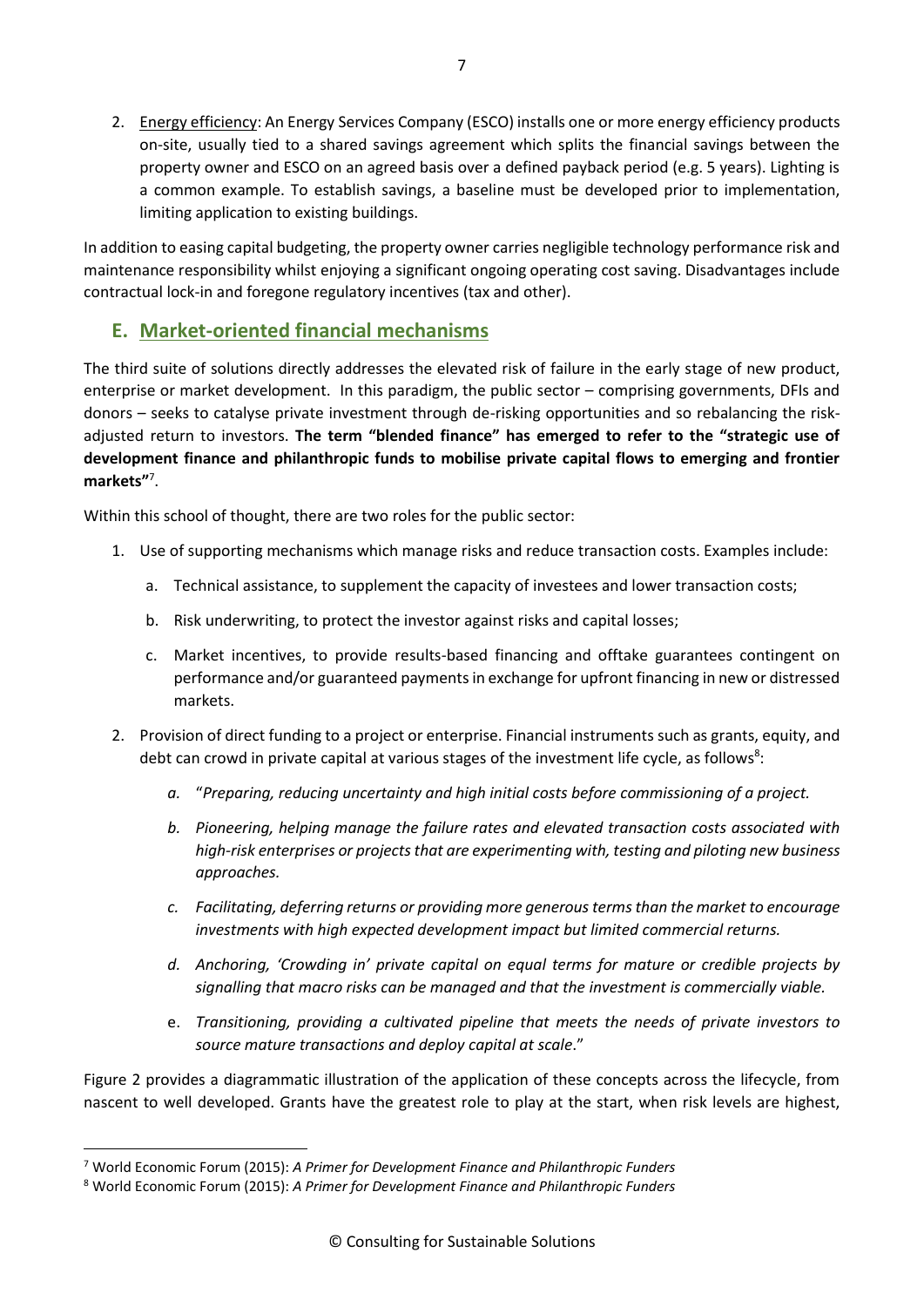2. Energy efficiency: An Energy Services Company (ESCO) installs one or more energy efficiency products on-site, usually tied to a shared savings agreement which splits the financial savings between the property owner and ESCO on an agreed basis over a defined payback period (e.g. 5 years). Lighting is a common example. To establish savings, a baseline must be developed prior to implementation, limiting application to existing buildings.

In addition to easing capital budgeting, the property owner carries negligible technology performance risk and maintenance responsibility whilst enjoying a significant ongoing operating cost saving. Disadvantages include contractual lock-in and foregone regulatory incentives (tax and other).

## E. Market-oriented financial mechanisms

The third suite of solutions directly addresses the elevated risk of failure in the early stage of new product, enterprise or market development. In this paradigm, the public sector – comprising governments, DFIs and donors – seeks to catalyse private investment through de-risking opportunities and so rebalancing the risk-adjusted return to investors. **The term "blended finance" has emerged to refer to the "strategic use of development finance and philanthropic funds to mobilise private capital flows to emerging and frontier markets"**[7].

Within this school of thought, there are two roles for the public sector:

1. Use of supporting mechanisms which manage risks and reduce transaction costs. Examples include:
    a. Technical assistance, to supplement the capacity of investees and lower transaction costs;
    b. Risk underwriting, to protect the investor against risks and capital losses;
    c. Market incentives, to provide results-based financing and offtake guarantees contingent on performance and/or guaranteed payments in exchange for upfront financing in new or distressed markets.
2. Provision of direct funding to a project or enterprise. Financial instruments such as grants, equity, and debt can crowd in private capital at various stages of the investment life cycle, as follows[8]:
    a. "*Preparing, reducing uncertainty and high initial costs before commissioning of a project.*"
    b. *Pioneering, helping manage the failure rates and elevated transaction costs associated with high-risk enterprises or projects that are experimenting with, testing and piloting new business approaches.*
    c. *Facilitating, deferring returns or providing more generous terms than the market to encourage investments with high expected development impact but limited commercial returns.*
    d. *Anchoring, 'Crowding in' private capital on equal terms for mature or credible projects by signalling that macro risks can be managed and that the investment is commercially viable.*
    e. *Transitioning, providing a cultivated pipeline that meets the needs of private investors to source mature transactions and deploy capital at scale*."

Figure 2 provides a diagrammatic illustration of the application of these concepts across the lifecycle, from nascent to well developed. Grants have the greatest role to play at the start, when risk levels are highest,

---

[7] World Economic Forum (2015): *A Primer for Development Finance and Philanthropic Funders*

[8] World Economic Forum (2015): *A Primer for Development Finance and Philanthropic Funders*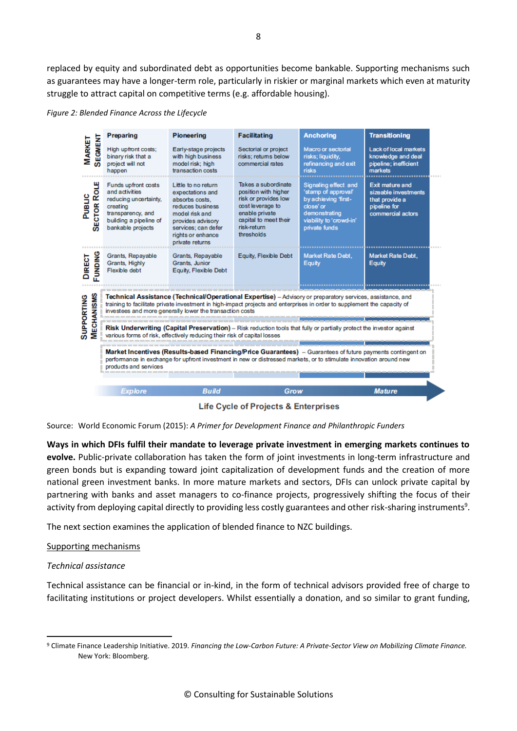replaced by equity and subordinated debt as opportunities become bankable. Supporting mechanisms such as guarantees may have a longer-term role, particularly in riskier or marginal markets which even at maturity struggle to attract capital on competitive terms (e.g. affordable housing).

*Figure 2: Blended Finance Across the Lifecycle*

| | Preparing | Pioneering | Facilitating | Anchoring | Transitioning |
|---|---|---|---|---|---|
| **Market Segment** | High upfront costs; binary risk that a project will not happen | Early-stage projects with high business model risk; high transaction costs | Sectorial or project risks; returns below commercial rates | Macro or sectoral risks; liquidity, refinancing and exit risks | Lack of local markets knowledge and deal pipeline; inefficient markets |
| **Public Sector Role** | Funds upfront costs and activities reducing uncertainty, creating transparency, and building a pipeline of bankable projects | Little to no return expectations and absorbs costs, reduces business model risk and provides advisory services; can defer rights or enhance private returns | Takes a subordinate position with higher risk or provides low cost leverage to enable private capital to meet their risk-return thresholds | Signaling effect and 'stamp of approval' by achieving 'first-close' or demonstrating viability to 'crowd-in' private funds | Exit mature and sizeable investments that provide a pipeline for commercial actors |
| **Direct Funding** | Grants, Repayable Grants, Highly Flexible debt | Grants, Repayable Grants, Junior Equity, Flexible Debt | Equity, Flexible Debt | Market Rate Debt, Equity | Market Rate Debt, Equity |

**Supporting Mechanisms:**

- **Technical Assistance (Technical/Operational Expertise)** – Advisory or preparatory services, assistance, and training to facilitate private investment in high-impact projects and enterprises in order to supplement the capacity of investees and more generally lower the transaction costs
- **Risk Underwriting (Capital Preservation)** – Risk reduction tools that fully or partially protect the investor against various forms of risk, effectively reducing their risk of capital losses
- **Market Incentives (Results-based Financing/Price Guarantees)** – Guarantees of future payments contingent on performance in exchange for upfront investment in new or distressed markets, or to stimulate innovation around new products and services

Explore → Build → Grow → Mature

Life Cycle of Projects & Enterprises

Source: World Economic Forum (2015): *A Primer for Development Finance and Philanthropic Funders*

**Ways in which DFIs fulfil their mandate to leverage private investment in emerging markets continues to evolve.** Public-private collaboration has taken the form of joint investments in long-term infrastructure and green bonds but is expanding toward joint capitalization of development funds and the creation of more national green investment banks. In more mature markets and sectors, DFIs can unlock private capital by partnering with banks and asset managers to co-finance projects, progressively shifting the focus of their activity from deploying capital directly to providing less costly guarantees and other risk-sharing instruments[9].

The next section examines the application of blended finance to NZC buildings.

## Supporting mechanisms

### *Technical assistance*

Technical assistance can be financial or in-kind, in the form of technical advisors provided free of charge to facilitating institutions or project developers. Whilst essentially a donation, and so similar to grant funding,

---

[9] Climate Finance Leadership Initiative. 2019. *Financing the Low-Carbon Future: A Private-Sector View on Mobilizing Climate Finance.* New York: Bloomberg.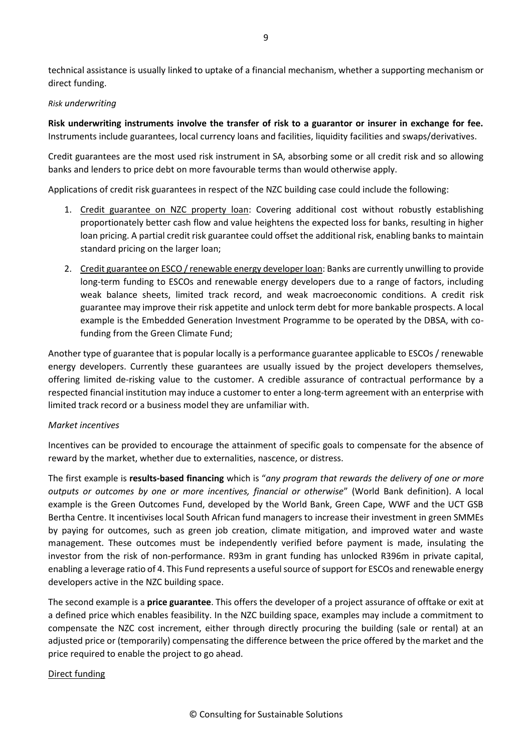technical assistance is usually linked to uptake of a financial mechanism, whether a supporting mechanism or direct funding.

*Risk underwriting*

**Risk underwriting instruments involve the transfer of risk to a guarantor or insurer in exchange for fee.** Instruments include guarantees, local currency loans and facilities, liquidity facilities and swaps/derivatives.

Credit guarantees are the most used risk instrument in SA, absorbing some or all credit risk and so allowing banks and lenders to price debt on more favourable terms than would otherwise apply.

Applications of credit risk guarantees in respect of the NZC building case could include the following:

1. Credit guarantee on NZC property loan: Covering additional cost without robustly establishing proportionately better cash flow and value heightens the expected loss for banks, resulting in higher loan pricing. A partial credit risk guarantee could offset the additional risk, enabling banks to maintain standard pricing on the larger loan;
2. Credit guarantee on ESCO / renewable energy developer loan: Banks are currently unwilling to provide long-term funding to ESCOs and renewable energy developers due to a range of factors, including weak balance sheets, limited track record, and weak macroeconomic conditions. A credit risk guarantee may improve their risk appetite and unlock term debt for more bankable prospects. A local example is the Embedded Generation Investment Programme to be operated by the DBSA, with co-funding from the Green Climate Fund;

Another type of guarantee that is popular locally is a performance guarantee applicable to ESCOs / renewable energy developers. Currently these guarantees are usually issued by the project developers themselves, offering limited de-risking value to the customer. A credible assurance of contractual performance by a respected financial institution may induce a customer to enter a long-term agreement with an enterprise with limited track record or a business model they are unfamiliar with.

*Market incentives*

Incentives can be provided to encourage the attainment of specific goals to compensate for the absence of reward by the market, whether due to externalities, nascence, or distress.

The first example is **results-based financing** which is "*any program that rewards the delivery of one or more outputs or outcomes by one or more incentives, financial or otherwise*" (World Bank definition). A local example is the Green Outcomes Fund, developed by the World Bank, Green Cape, WWF and the UCT GSB Bertha Centre. It incentivises local South African fund managers to increase their investment in green SMMEs by paying for outcomes, such as green job creation, climate mitigation, and improved water and waste management. These outcomes must be independently verified before payment is made, insulating the investor from the risk of non-performance. R93m in grant funding has unlocked R396m in private capital, enabling a leverage ratio of 4. This Fund represents a useful source of support for ESCOs and renewable energy developers active in the NZC building space.

The second example is a **price guarantee**. This offers the developer of a project assurance of offtake or exit at a defined price which enables feasibility. In the NZC building space, examples may include a commitment to compensate the NZC cost increment, either through directly procuring the building (sale or rental) at an adjusted price or (temporarily) compensating the difference between the price offered by the market and the price required to enable the project to go ahead.

Direct funding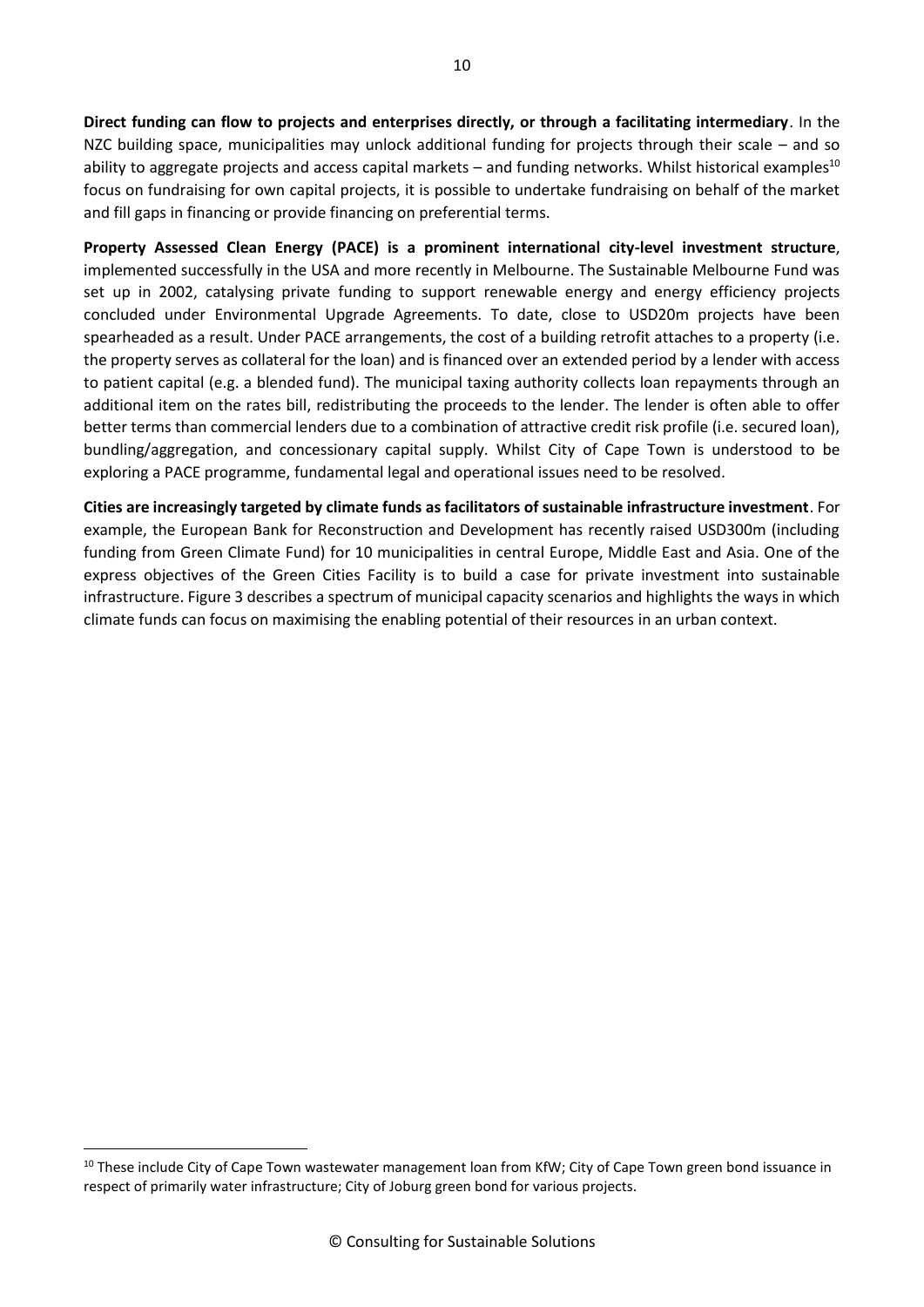**Direct funding can flow to projects and enterprises directly, or through a facilitating intermediary**. In the NZC building space, municipalities may unlock additional funding for projects through their scale – and so ability to aggregate projects and access capital markets – and funding networks. Whilst historical examples[10] focus on fundraising for own capital projects, it is possible to undertake fundraising on behalf of the market and fill gaps in financing or provide financing on preferential terms.

**Property Assessed Clean Energy (PACE) is a prominent international city-level investment structure**, implemented successfully in the USA and more recently in Melbourne. The Sustainable Melbourne Fund was set up in 2002, catalysing private funding to support renewable energy and energy efficiency projects concluded under Environmental Upgrade Agreements. To date, close to USD20m projects have been spearheaded as a result. Under PACE arrangements, the cost of a building retrofit attaches to a property (i.e. the property serves as collateral for the loan) and is financed over an extended period by a lender with access to patient capital (e.g. a blended fund). The municipal taxing authority collects loan repayments through an additional item on the rates bill, redistributing the proceeds to the lender. The lender is often able to offer better terms than commercial lenders due to a combination of attractive credit risk profile (i.e. secured loan), bundling/aggregation, and concessionary capital supply. Whilst City of Cape Town is understood to be exploring a PACE programme, fundamental legal and operational issues need to be resolved.

**Cities are increasingly targeted by climate funds as facilitators of sustainable infrastructure investment**. For example, the European Bank for Reconstruction and Development has recently raised USD300m (including funding from Green Climate Fund) for 10 municipalities in central Europe, Middle East and Asia. One of the express objectives of the Green Cities Facility is to build a case for private investment into sustainable infrastructure. Figure 3 describes a spectrum of municipal capacity scenarios and highlights the ways in which climate funds can focus on maximising the enabling potential of their resources in an urban context.

[10] These include City of Cape Town wastewater management loan from KfW; City of Cape Town green bond issuance in respect of primarily water infrastructure; City of Joburg green bond for various projects.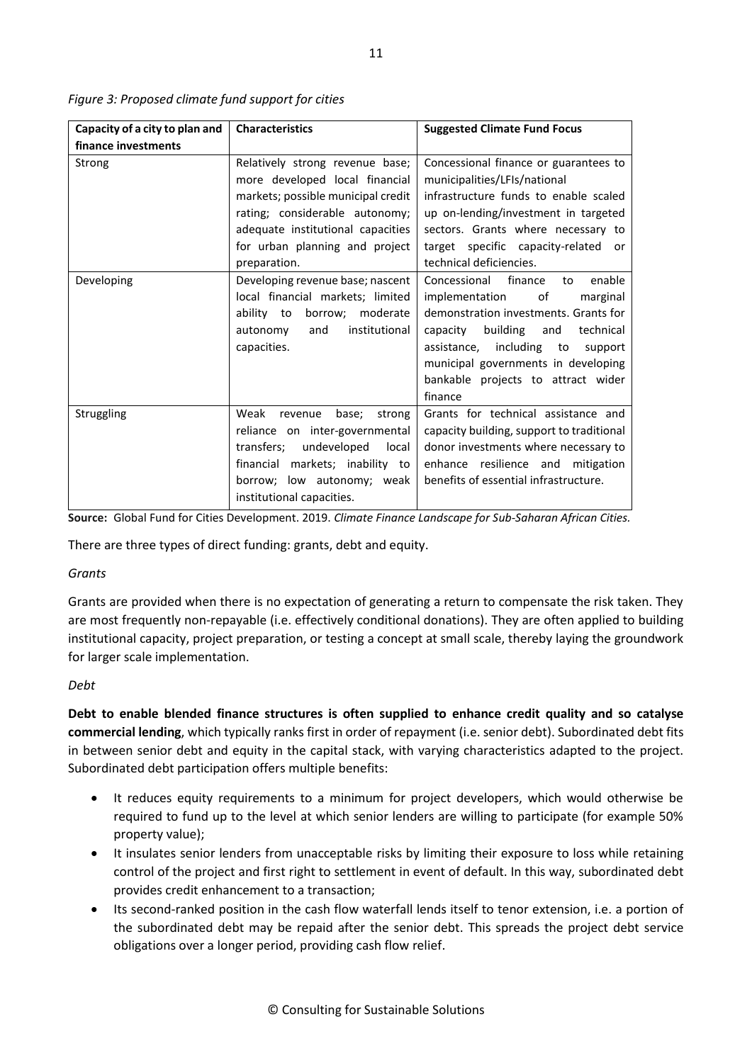*Figure 3: Proposed climate fund support for cities*

| Capacity of a city to plan and finance investments | Characteristics | Suggested Climate Fund Focus |
|---|---|---|
| Strong | Relatively strong revenue base; more developed local financial markets; possible municipal credit rating; considerable autonomy; adequate institutional capacities for urban planning and project preparation. | Concessional finance or guarantees to municipalities/LFIs/national infrastructure funds to enable scaled up on-lending/investment in targeted sectors. Grants where necessary to target specific capacity-related or technical deficiencies. |
| Developing | Developing revenue base; nascent local financial markets; limited ability to borrow; moderate autonomy and institutional capacities. | Concessional finance to enable implementation of marginal demonstration investments. Grants for capacity building and technical assistance, including to support municipal governments in developing bankable projects to attract wider finance |
| Struggling | Weak revenue base; strong reliance on inter-governmental transfers; undeveloped local financial markets; inability to borrow; low autonomy; weak institutional capacities. | Grants for technical assistance and capacity building, support to traditional donor investments where necessary to enhance resilience and mitigation benefits of essential infrastructure. |

**Source:** Global Fund for Cities Development. 2019. *Climate Finance Landscape for Sub-Saharan African Cities.*

There are three types of direct funding: grants, debt and equity.

*Grants*

Grants are provided when there is no expectation of generating a return to compensate the risk taken. They are most frequently non-repayable (i.e. effectively conditional donations). They are often applied to building institutional capacity, project preparation, or testing a concept at small scale, thereby laying the groundwork for larger scale implementation.

*Debt*

**Debt to enable blended finance structures is often supplied to enhance credit quality and so catalyse commercial lending**, which typically ranks first in order of repayment (i.e. senior debt). Subordinated debt fits in between senior debt and equity in the capital stack, with varying characteristics adapted to the project. Subordinated debt participation offers multiple benefits:

- It reduces equity requirements to a minimum for project developers, which would otherwise be required to fund up to the level at which senior lenders are willing to participate (for example 50% property value);
- It insulates senior lenders from unacceptable risks by limiting their exposure to loss while retaining control of the project and first right to settlement in event of default. In this way, subordinated debt provides credit enhancement to a transaction;
- Its second-ranked position in the cash flow waterfall lends itself to tenor extension, i.e. a portion of the subordinated debt may be repaid after the senior debt. This spreads the project debt service obligations over a longer period, providing cash flow relief.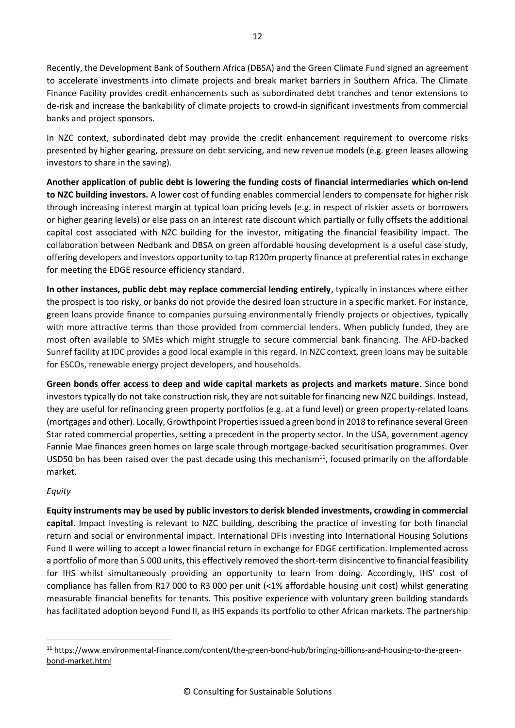Recently, the Development Bank of Southern Africa (DBSA) and the Green Climate Fund signed an agreement to accelerate investments into climate projects and break market barriers in Southern Africa. The Climate Finance Facility provides credit enhancements such as subordinated debt tranches and tenor extensions to de-risk and increase the bankability of climate projects to crowd-in significant investments from commercial banks and project sponsors.

In NZC context, subordinated debt may provide the credit enhancement requirement to overcome risks presented by higher gearing, pressure on debt servicing, and new revenue models (e.g. green leases allowing investors to share in the saving).

**Another application of public debt is lowering the funding costs of financial intermediaries which on-lend to NZC building investors.** A lower cost of funding enables commercial lenders to compensate for higher risk through increasing interest margin at typical loan pricing levels (e.g. in respect of riskier assets or borrowers or higher gearing levels) or else pass on an interest rate discount which partially or fully offsets the additional capital cost associated with NZC building for the investor, mitigating the financial feasibility impact. The collaboration between Nedbank and DBSA on green affordable housing development is a useful case study, offering developers and investors opportunity to tap R120m property finance at preferential rates in exchange for meeting the EDGE resource efficiency standard.

**In other instances, public debt may replace commercial lending entirely**, typically in instances where either the prospect is too risky, or banks do not provide the desired loan structure in a specific market. For instance, green loans provide finance to companies pursuing environmentally friendly projects or objectives, typically with more attractive terms than those provided from commercial lenders. When publicly funded, they are most often available to SMEs which might struggle to secure commercial bank financing. The AFD-backed Sunref facility at IDC provides a good local example in this regard. In NZC context, green loans may be suitable for ESCOs, renewable energy project developers, and households.

**Green bonds offer access to deep and wide capital markets as projects and markets mature**. Since bond investors typically do not take construction risk, they are not suitable for financing new NZC buildings. Instead, they are useful for refinancing green property portfolios (e.g. at a fund level) or green property-related loans (mortgages and other). Locally, Growthpoint Properties issued a green bond in 2018 to refinance several Green Star rated commercial properties, setting a precedent in the property sector. In the USA, government agency Fannie Mae finances green homes on large scale through mortgage-backed securitisation programmes. Over USD50 bn has been raised over the past decade using this mechanism[11], focused primarily on the affordable market.

*Equity*

**Equity instruments may be used by public investors to derisk blended investments, crowding in commercial capital**. Impact investing is relevant to NZC building, describing the practice of investing for both financial return and social or environmental impact. International DFIs investing into International Housing Solutions Fund II were willing to accept a lower financial return in exchange for EDGE certification. Implemented across a portfolio of more than 5 000 units, this effectively removed the short-term disincentive to financial feasibility for IHS whilst simultaneously providing an opportunity to learn from doing. Accordingly, IHS' cost of compliance has fallen from R17 000 to R3 000 per unit (<1% affordable housing unit cost) whilst generating measurable financial benefits for tenants. This positive experience with voluntary green building standards has facilitated adoption beyond Fund II, as IHS expands its portfolio to other African markets. The partnership

[11] https://www.environmental-finance.com/content/the-green-bond-hub/bringing-billions-and-housing-to-the-green-bond-market.html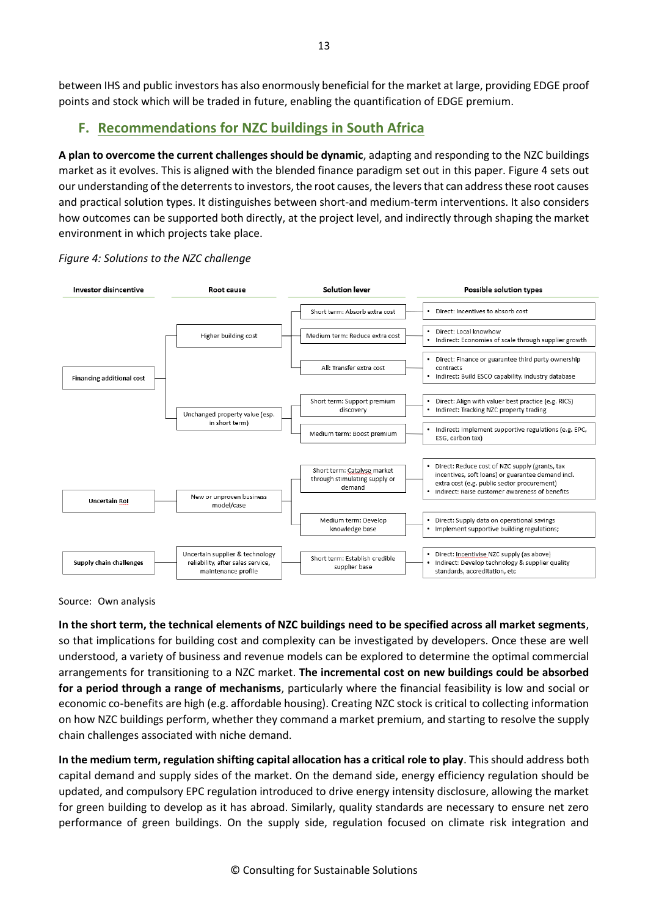between IHS and public investors has also enormously beneficial for the market at large, providing EDGE proof points and stock which will be traded in future, enabling the quantification of EDGE premium.

## F. Recommendations for NZC buildings in South Africa

**A plan to overcome the current challenges should be dynamic**, adapting and responding to the NZC buildings market as it evolves. This is aligned with the blended finance paradigm set out in this paper. Figure 4 sets out our understanding of the deterrents to investors, the root causes, the levers that can address these root causes and practical solution types. It distinguishes between short-and medium-term interventions. It also considers how outcomes can be supported both directly, at the project level, and indirectly through shaping the market environment in which projects take place.

*Figure 4: Solutions to the NZC challenge*

| Investor disincentive | Root cause | Solution lever | Possible solution types |
|---|---|---|---|
| Financing additional cost | Higher building cost | Short term: Absorb extra cost | • Direct: Incentives to absorb cost |
| | | Medium term: Reduce extra cost | • Direct: Local knowhow<br>• Indirect: Economies of scale through supplier growth |
| | | All: Transfer extra cost | • Direct: Finance or guarantee third party ownership contracts<br>• Indirect: Build ESCO capability, industry database |
| | Unchanged property value (esp. in short term) | Short term: Support premium discovery | • Direct: Align with valuer best practice (e.g. RICS)<br>• Indirect: Tracking NZC property trading |
| | | Medium term: Boost premium | • Indirect: Implement supportive regulations (e.g. EPC, ESG, carbon tax) |
| Uncertain RoI | New or unproven business model/case | Short term: Catalyse market through stimulating supply or demand | • Direct: Reduce cost of NZC supply (grants, tax incentives, soft loans) or guarantee demand incl. extra cost (e.g. public sector procurement)<br>• Indirect: Raise customer awareness of benefits |
| | | Medium term: Develop knowledge base | • Direct: Supply data on operational savings<br>• Implement supportive building regulations; |
| Supply chain challenges | Uncertain supplier & technology reliability, after sales service, maintenance profile | Short term: Establish credible supplier base | • Direct: Incentivise NZC supply (as above)<br>• Indirect: Develop technology & supplier quality standards, accreditation, etc |

Source: Own analysis

**In the short term, the technical elements of NZC buildings need to be specified across all market segments**, so that implications for building cost and complexity can be investigated by developers. Once these are well understood, a variety of business and revenue models can be explored to determine the optimal commercial arrangements for transitioning to a NZC market. **The incremental cost on new buildings could be absorbed for a period through a range of mechanisms**, particularly where the financial feasibility is low and social or economic co-benefits are high (e.g. affordable housing). Creating NZC stock is critical to collecting information on how NZC buildings perform, whether they command a market premium, and starting to resolve the supply chain challenges associated with niche demand.

**In the medium term, regulation shifting capital allocation has a critical role to play**. This should address both capital demand and supply sides of the market. On the demand side, energy efficiency regulation should be updated, and compulsory EPC regulation introduced to drive energy intensity disclosure, allowing the market for green building to develop as it has abroad. Similarly, quality standards are necessary to ensure net zero performance of green buildings. On the supply side, regulation focused on climate risk integration and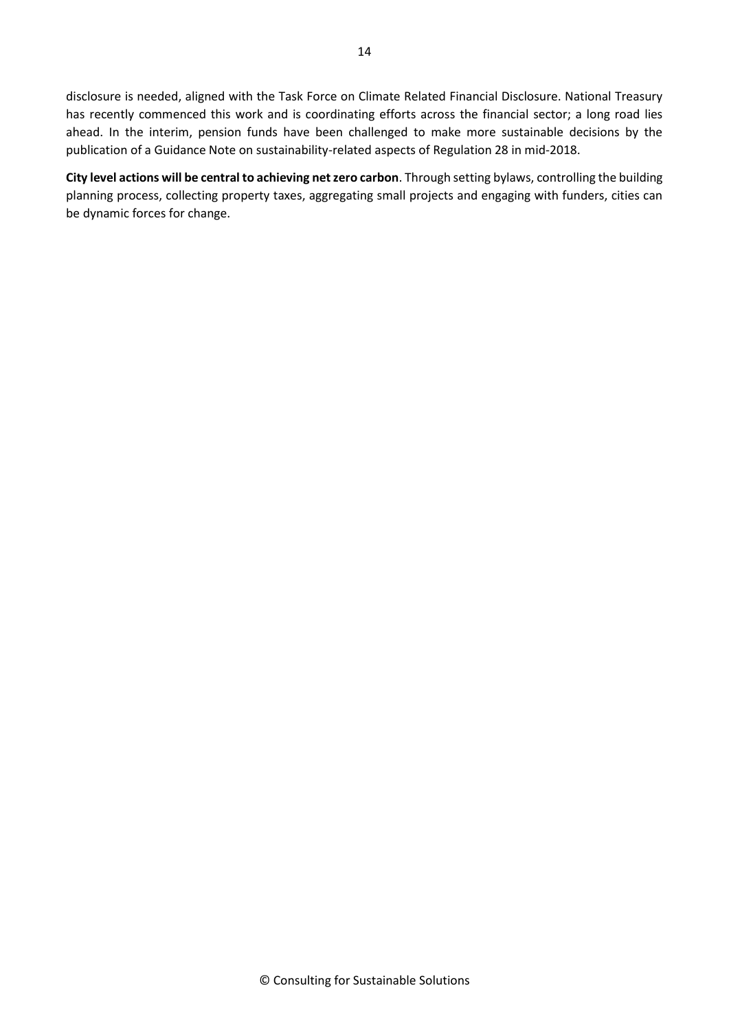disclosure is needed, aligned with the Task Force on Climate Related Financial Disclosure. National Treasury has recently commenced this work and is coordinating efforts across the financial sector; a long road lies ahead. In the interim, pension funds have been challenged to make more sustainable decisions by the publication of a Guidance Note on sustainability-related aspects of Regulation 28 in mid-2018.

**City level actions will be central to achieving net zero carbon**. Through setting bylaws, controlling the building planning process, collecting property taxes, aggregating small projects and engaging with funders, cities can be dynamic forces for change.